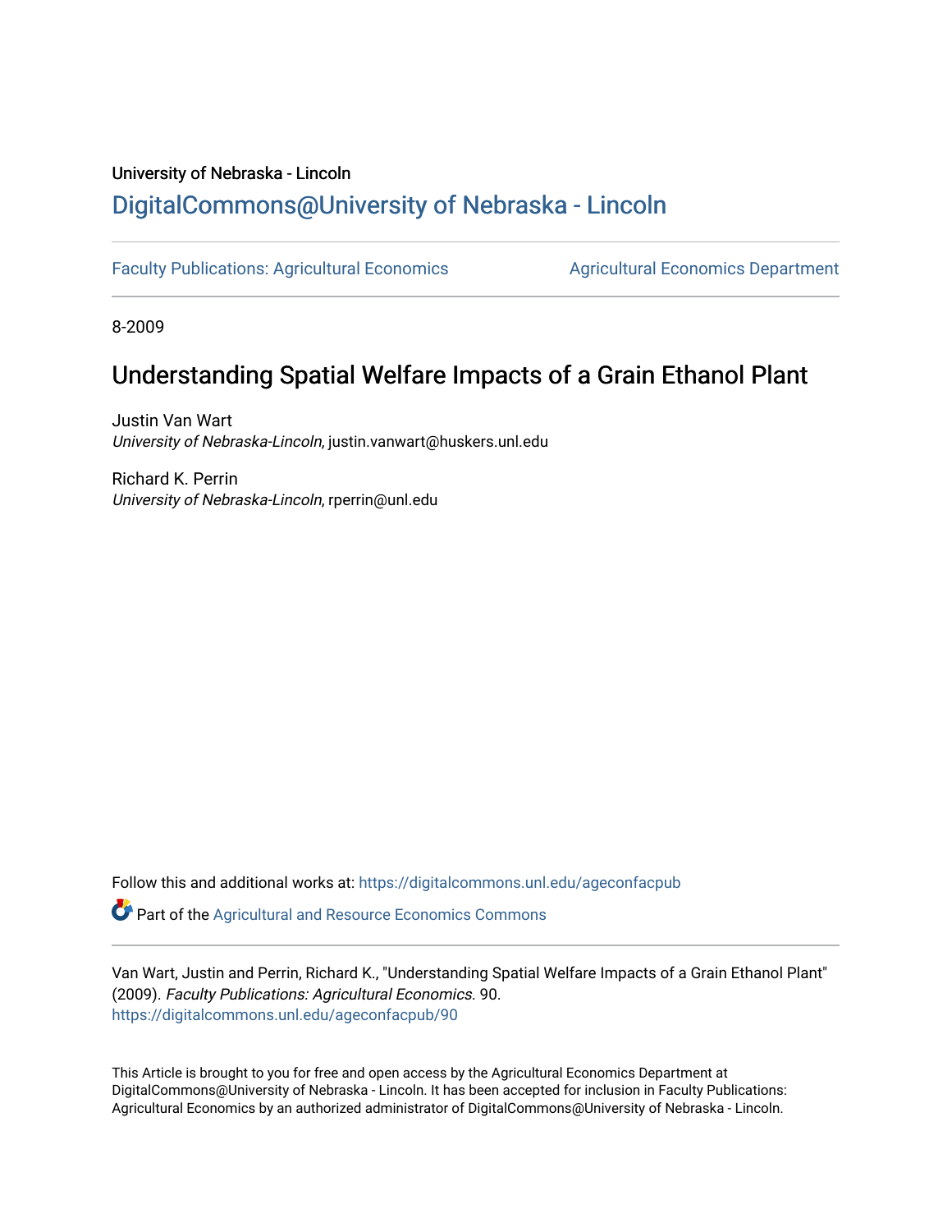University of Nebraska - Lincoln

## DigitalCommons@University of Nebraska - Lincoln

Faculty Publications: Agricultural Economics

Agricultural Economics Department

8-2009

# Understanding Spatial Welfare Impacts of a Grain Ethanol Plant

Justin Van Wart
*University of Nebraska-Lincoln*, justin.vanwart@huskers.unl.edu

Richard K. Perrin
*University of Nebraska-Lincoln*, rperrin@unl.edu

Follow this and additional works at: https://digitalcommons.unl.edu/ageconfacpub

Part of the Agricultural and Resource Economics Commons

Van Wart, Justin and Perrin, Richard K., "Understanding Spatial Welfare Impacts of a Grain Ethanol Plant" (2009). *Faculty Publications: Agricultural Economics*. 90.
https://digitalcommons.unl.edu/ageconfacpub/90

This Article is brought to you for free and open access by the Agricultural Economics Department at DigitalCommons@University of Nebraska - Lincoln. It has been accepted for inclusion in Faculty Publications: Agricultural Economics by an authorized administrator of DigitalCommons@University of Nebraska - Lincoln.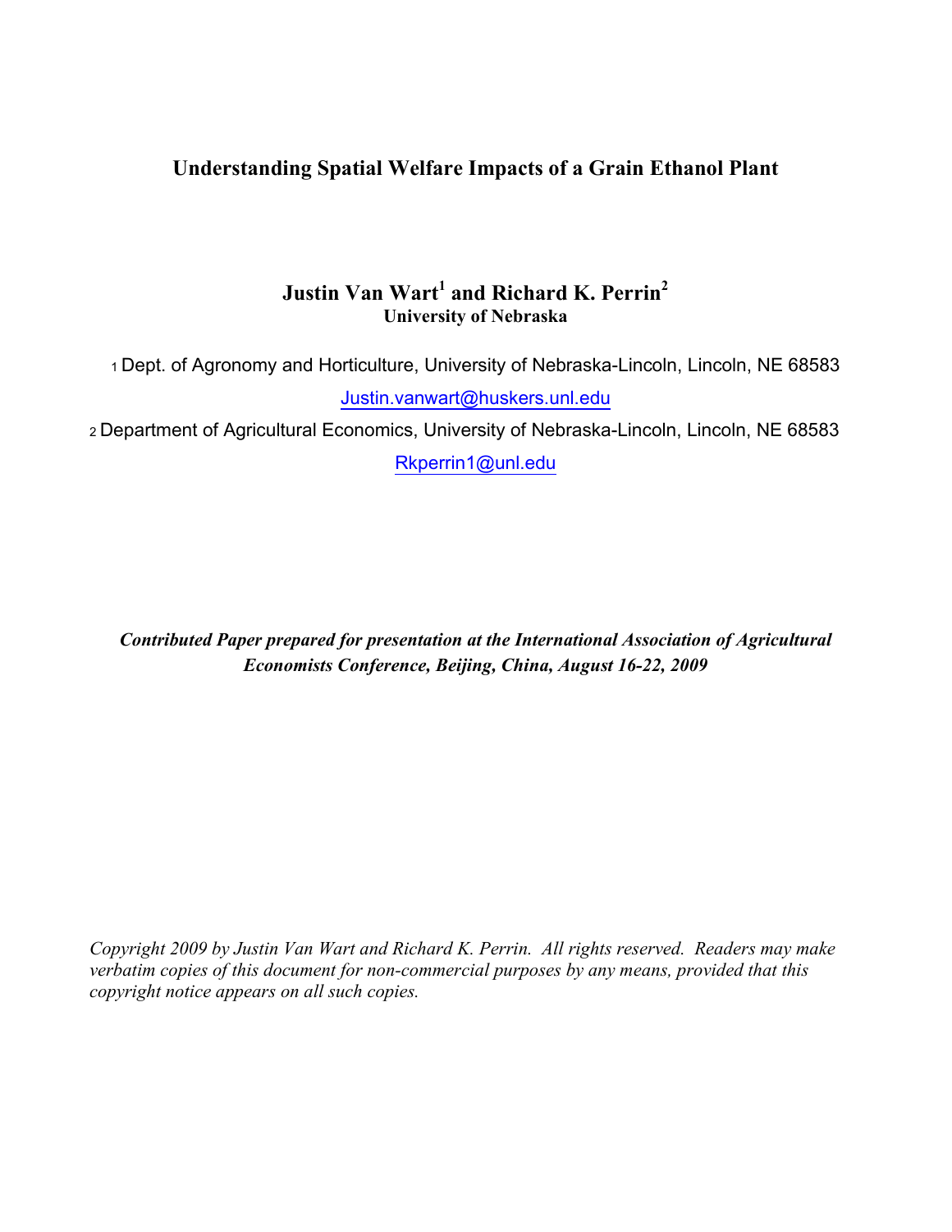# Understanding Spatial Welfare Impacts of a Grain Ethanol Plant

**Justin Van Wart[1] and Richard K. Perrin[2]**
**University of Nebraska**

[1] Dept. of Agronomy and Horticulture, University of Nebraska-Lincoln, Lincoln, NE 68583
Justin.vanwart@huskers.unl.edu

[2] Department of Agricultural Economics, University of Nebraska-Lincoln, Lincoln, NE 68583
Rkperrin1@unl.edu

***Contributed Paper prepared for presentation at the International Association of Agricultural Economists Conference, Beijing, China, August 16-22, 2009***

*Copyright 2009 by Justin Van Wart and Richard K. Perrin. All rights reserved. Readers may make verbatim copies of this document for non-commercial purposes by any means, provided that this copyright notice appears on all such copies.*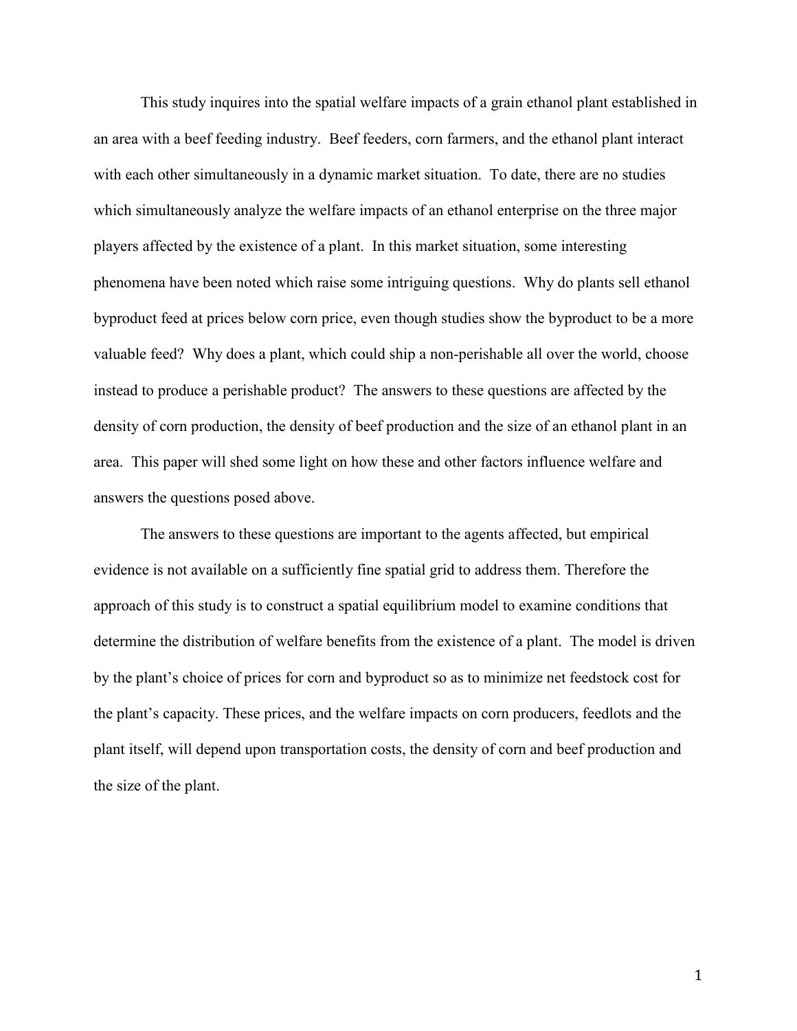This study inquires into the spatial welfare impacts of a grain ethanol plant established in an area with a beef feeding industry. Beef feeders, corn farmers, and the ethanol plant interact with each other simultaneously in a dynamic market situation. To date, there are no studies which simultaneously analyze the welfare impacts of an ethanol enterprise on the three major players affected by the existence of a plant. In this market situation, some interesting phenomena have been noted which raise some intriguing questions. Why do plants sell ethanol byproduct feed at prices below corn price, even though studies show the byproduct to be a more valuable feed? Why does a plant, which could ship a non-perishable all over the world, choose instead to produce a perishable product? The answers to these questions are affected by the density of corn production, the density of beef production and the size of an ethanol plant in an area. This paper will shed some light on how these and other factors influence welfare and answers the questions posed above.

The answers to these questions are important to the agents affected, but empirical evidence is not available on a sufficiently fine spatial grid to address them. Therefore the approach of this study is to construct a spatial equilibrium model to examine conditions that determine the distribution of welfare benefits from the existence of a plant. The model is driven by the plant's choice of prices for corn and byproduct so as to minimize net feedstock cost for the plant's capacity. These prices, and the welfare impacts on corn producers, feedlots and the plant itself, will depend upon transportation costs, the density of corn and beef production and the size of the plant.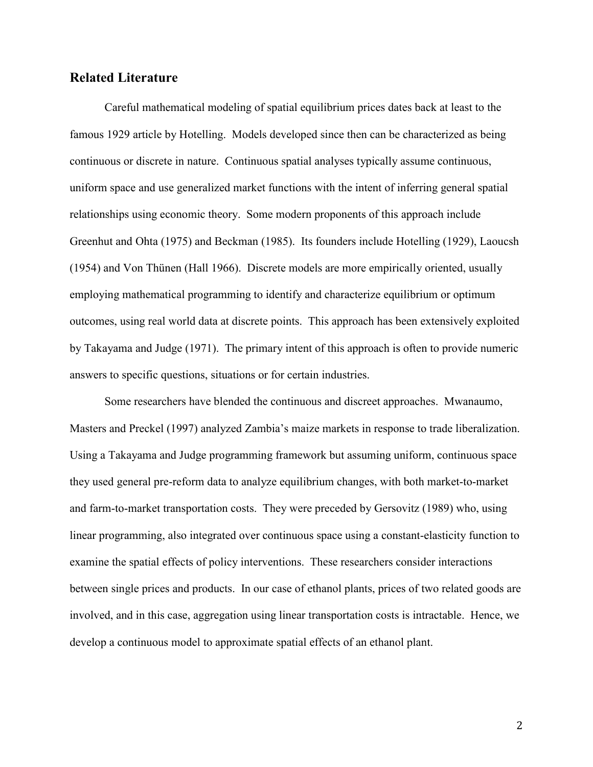## Related Literature

Careful mathematical modeling of spatial equilibrium prices dates back at least to the famous 1929 article by Hotelling. Models developed since then can be characterized as being continuous or discrete in nature. Continuous spatial analyses typically assume continuous, uniform space and use generalized market functions with the intent of inferring general spatial relationships using economic theory. Some modern proponents of this approach include Greenhut and Ohta (1975) and Beckman (1985). Its founders include Hotelling (1929), Laoucsh (1954) and Von Thünen (Hall 1966). Discrete models are more empirically oriented, usually employing mathematical programming to identify and characterize equilibrium or optimum outcomes, using real world data at discrete points. This approach has been extensively exploited by Takayama and Judge (1971). The primary intent of this approach is often to provide numeric answers to specific questions, situations or for certain industries.

Some researchers have blended the continuous and discreet approaches. Mwanaumo, Masters and Preckel (1997) analyzed Zambia's maize markets in response to trade liberalization. Using a Takayama and Judge programming framework but assuming uniform, continuous space they used general pre-reform data to analyze equilibrium changes, with both market-to-market and farm-to-market transportation costs. They were preceded by Gersovitz (1989) who, using linear programming, also integrated over continuous space using a constant-elasticity function to examine the spatial effects of policy interventions. These researchers consider interactions between single prices and products. In our case of ethanol plants, prices of two related goods are involved, and in this case, aggregation using linear transportation costs is intractable. Hence, we develop a continuous model to approximate spatial effects of an ethanol plant.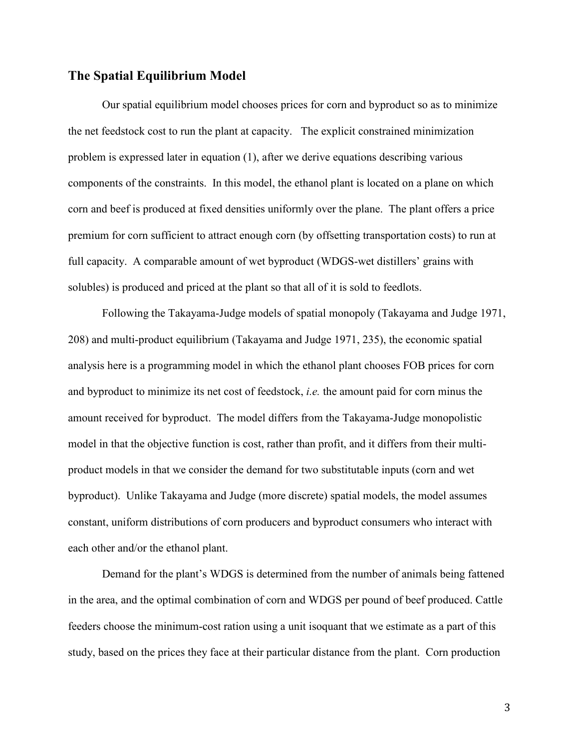## The Spatial Equilibrium Model

Our spatial equilibrium model chooses prices for corn and byproduct so as to minimize the net feedstock cost to run the plant at capacity. The explicit constrained minimization problem is expressed later in equation (1), after we derive equations describing various components of the constraints. In this model, the ethanol plant is located on a plane on which corn and beef is produced at fixed densities uniformly over the plane. The plant offers a price premium for corn sufficient to attract enough corn (by offsetting transportation costs) to run at full capacity. A comparable amount of wet byproduct (WDGS-wet distillers' grains with solubles) is produced and priced at the plant so that all of it is sold to feedlots.

Following the Takayama-Judge models of spatial monopoly (Takayama and Judge 1971, 208) and multi-product equilibrium (Takayama and Judge 1971, 235), the economic spatial analysis here is a programming model in which the ethanol plant chooses FOB prices for corn and byproduct to minimize its net cost of feedstock, *i.e.* the amount paid for corn minus the amount received for byproduct. The model differs from the Takayama-Judge monopolistic model in that the objective function is cost, rather than profit, and it differs from their multi-product models in that we consider the demand for two substitutable inputs (corn and wet byproduct). Unlike Takayama and Judge (more discrete) spatial models, the model assumes constant, uniform distributions of corn producers and byproduct consumers who interact with each other and/or the ethanol plant.

Demand for the plant's WDGS is determined from the number of animals being fattened in the area, and the optimal combination of corn and WDGS per pound of beef produced. Cattle feeders choose the minimum-cost ration using a unit isoquant that we estimate as a part of this study, based on the prices they face at their particular distance from the plant. Corn production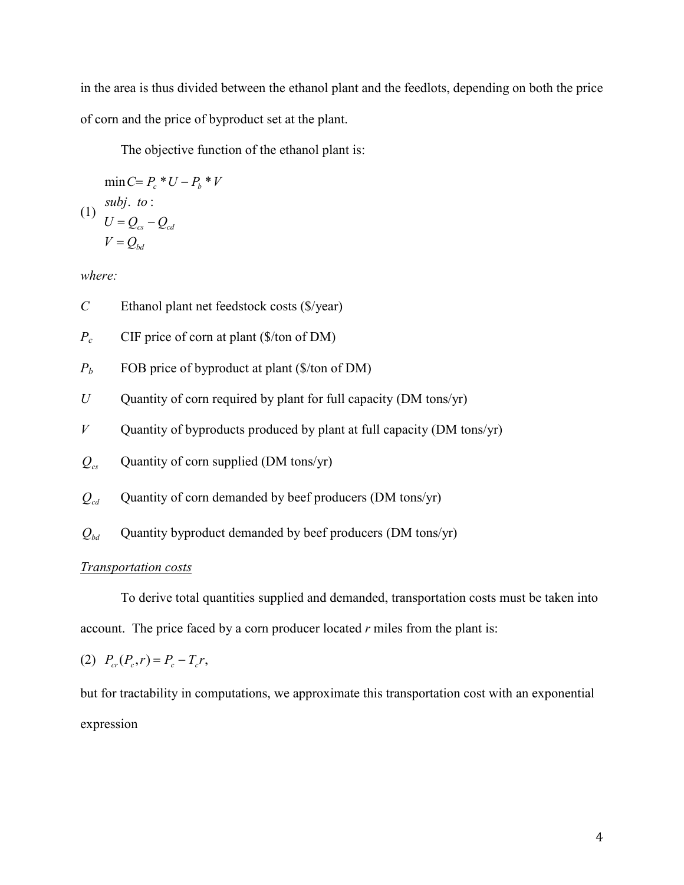in the area is thus divided between the ethanol plant and the feedlots, depending on both the price of corn and the price of byproduct set at the plant.

The objective function of the ethanol plant is:

$$
(1)\quad
\begin{aligned}
&\min C = P_c * U - P_b * V \\
&subj.\ to: \\
&U = Q_{cs} - Q_{cd} \\
&V = Q_{bd}
\end{aligned}
$$

*where:*

- $C$ Ethanol plant net feedstock costs ($/year)
- $P_c$ CIF price of corn at plant ($/ton of DM)
- $P_b$ FOB price of byproduct at plant ($/ton of DM)
- $U$ Quantity of corn required by plant for full capacity (DM tons/yr)
- $V$ Quantity of byproducts produced by plant at full capacity (DM tons/yr)
- $Q_{cs}$ Quantity of corn supplied (DM tons/yr)
- $Q_{cd}$ Quantity of corn demanded by beef producers (DM tons/yr)
- $Q_{bd}$ Quantity byproduct demanded by beef producers (DM tons/yr)

<u>*Transportation costs*</u>

To derive total quantities supplied and demanded, transportation costs must be taken into account. The price faced by a corn producer located *r* miles from the plant is:

$$
(2)\quad P_{cr}(P_c, r) = P_c - T_c r,
$$

but for tractability in computations, we approximate this transportation cost with an exponential expression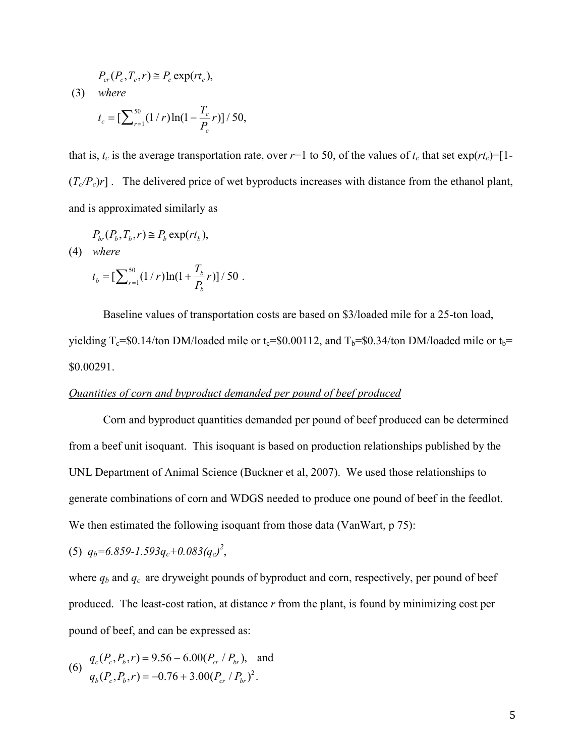$$P_{cr}(P_c, T_c, r) \cong P_c \exp(rt_c),$$

(3) *where*

$$t_c = [\sum_{r=1}^{50} (1/r) \ln(1 - \frac{T_c}{P_c} r)] / 50,$$

that is, $t_c$ is the average transportation rate, over $r$=1 to 50, of the values of $t_c$ that set $\exp(rt_c)$=[1-$(T_c/P_c)r$] . The delivered price of wet byproducts increases with distance from the ethanol plant, and is approximated similarly as

$$P_{br}(P_b, T_b, r) \cong P_b \exp(rt_b),$$

(4) *where*

$$t_b = [\sum_{r=1}^{50} (1/r) \ln(1 + \frac{T_b}{P_b} r)] / 50 .$$

Baseline values of transportation costs are based on \$3/loaded mile for a 25-ton load, yielding $T_c$=\$0.14/ton DM/loaded mile or $t_c$=\$0.00112, and $T_b$=\$0.34/ton DM/loaded mile or $t_b$= \$0.00291.

*Quantities of corn and byproduct demanded per pound of beef produced*

Corn and byproduct quantities demanded per pound of beef produced can be determined from a beef unit isoquant. This isoquant is based on production relationships published by the UNL Department of Animal Science (Buckner et al, 2007). We used those relationships to generate combinations of corn and WDGS needed to produce one pound of beef in the feedlot. We then estimated the following isoquant from those data (VanWart, p 75):

(5) $q_b = 6.859 - 1.593q_c + 0.083(q_c)^2$,

where $q_b$ and $q_c$ are dryweight pounds of byproduct and corn, respectively, per pound of beef produced. The least-cost ration, at distance $r$ from the plant, is found by minimizing cost per pound of beef, and can be expressed as:

(6)
$$q_c(P_c, P_b, r) = 9.56 - 6.00(P_{cr} / P_{br}), \quad \text{and}$$
$$q_b(P_c, P_b, r) = -0.76 + 3.00(P_{cr} / P_{br})^2.$$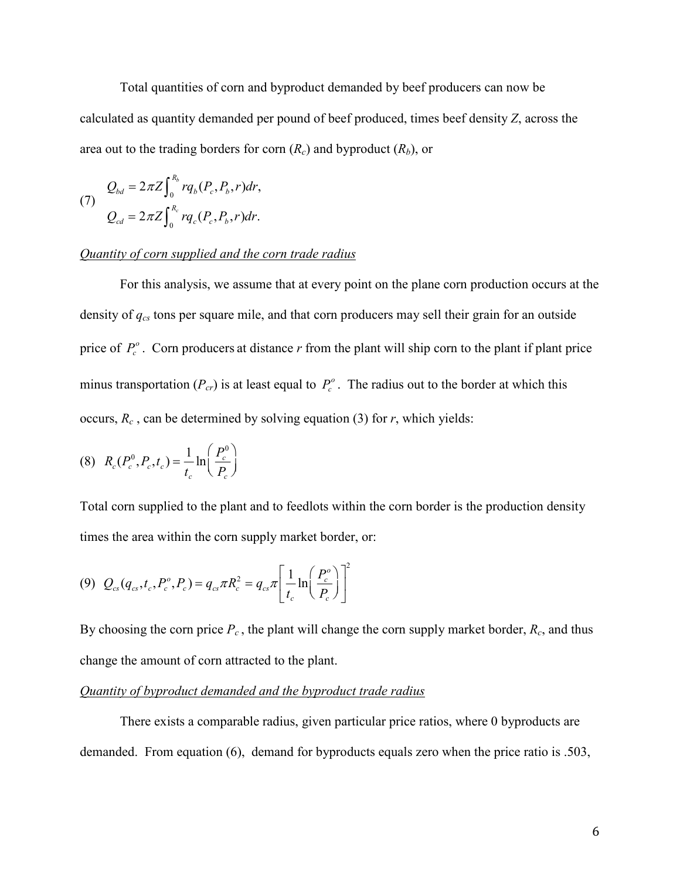Total quantities of corn and byproduct demanded by beef producers can now be calculated as quantity demanded per pound of beef produced, times beef density $Z$, across the area out to the trading borders for corn ($R_c$) and byproduct ($R_b$), or

$$
\begin{aligned}
Q_{bd} &= 2\pi Z \int_0^{R_b} r q_b(P_c, P_b, r)dr, \\
Q_{cd} &= 2\pi Z \int_0^{R_c} r q_c(P_c, P_b, r)dr.
\end{aligned} \tag{7}
$$

*Quantity of corn supplied and the corn trade radius*

For this analysis, we assume that at every point on the plane corn production occurs at the density of $q_{cs}$ tons per square mile, and that corn producers may sell their grain for an outside price of $P_c^o$. Corn producers at distance $r$ from the plant will ship corn to the plant if plant price minus transportation ($P_{cr}$) is at least equal to $P_c^o$. The radius out to the border at which this occurs, $R_c$, can be determined by solving equation (3) for $r$, which yields:

$$
R_c(P_c^0, P_c, t_c) = \frac{1}{t_c} \ln\left(\frac{P_c^0}{P_c}\right) \tag{8}
$$

Total corn supplied to the plant and to feedlots within the corn border is the production density times the area within the corn supply market border, or:

$$
Q_{cs}(q_{cs}, t_c, P_c^o, P_c) = q_{cs}\pi R_c^2 = q_{cs}\pi\left[\frac{1}{t_c}\ln\left(\frac{P_c^o}{P_c}\right)\right]^2 \tag{9}
$$

By choosing the corn price $P_c$, the plant will change the corn supply market border, $R_c$, and thus change the amount of corn attracted to the plant.

*Quantity of byproduct demanded and the byproduct trade radius*

There exists a comparable radius, given particular price ratios, where 0 byproducts are demanded. From equation (6), demand for byproducts equals zero when the price ratio is .503,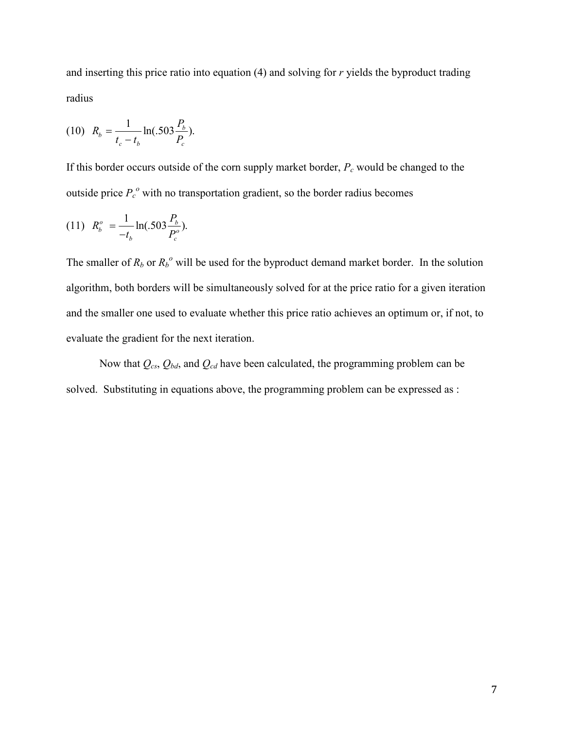and inserting this price ratio into equation (4) and solving for $r$ yields the byproduct trading radius

$$(10)\quad R_b = \frac{1}{t_c - t_b} \ln(.503 \frac{P_b}{P_c}).$$

If this border occurs outside of the corn supply market border, $P_c$ would be changed to the outside price $P_c^o$ with no transportation gradient, so the border radius becomes

$$(11)\quad R_b^o = \frac{1}{-t_b} \ln(.503 \frac{P_b}{P_c^o}).$$

The smaller of $R_b$ or $R_b^o$ will be used for the byproduct demand market border. In the solution algorithm, both borders will be simultaneously solved for at the price ratio for a given iteration and the smaller one used to evaluate whether this price ratio achieves an optimum or, if not, to evaluate the gradient for the next iteration.

Now that $Q_{cs}$, $Q_{bd}$, and $Q_{cd}$ have been calculated, the programming problem can be solved. Substituting in equations above, the programming problem can be expressed as :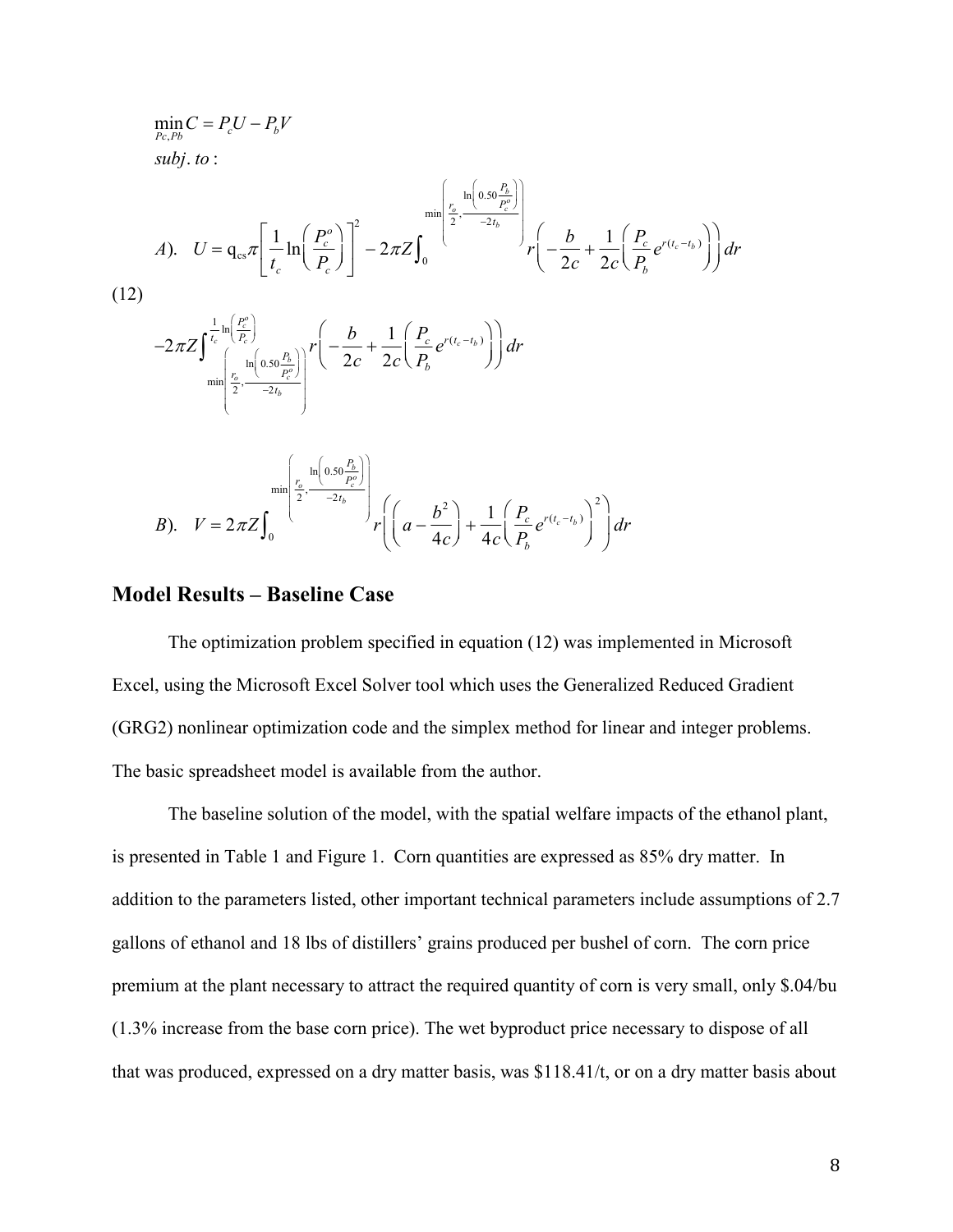$$\min_{Pc,Pb} C = P_c U - P_b V$$

$$subj.\ to:$$

$$A).\quad U = q_{cs}\pi\left[\frac{1}{t_c}\ln\left(\frac{P_c^o}{P_c}\right)\right]^2 - 2\pi Z\int_0^{\min\left(\frac{r_o}{2},\frac{\ln\left(0.50\frac{P_b}{P_c^o}\right)}{-2t_b}\right)} r\left(-\frac{b}{2c}+\frac{1}{2c}\left(\frac{P_c}{P_b}e^{r(t_c-t_b)}\right)\right)dr$$

(12)

$$-2\pi Z\int_{\min\left(\frac{r_o}{2},\frac{\ln\left(0.50\frac{P_b}{P_c^o}\right)}{-2t_b}\right)}^{\frac{1}{t_c}\ln\left(\frac{P_c^o}{P_c}\right)} r\left(-\frac{b}{2c}+\frac{1}{2c}\left(\frac{P_c}{P_b}e^{r(t_c-t_b)}\right)\right)dr$$

$$B).\quad V = 2\pi Z\int_0^{\min\left(\frac{r_o}{2},\frac{\ln\left(0.50\frac{P_b}{P_c^o}\right)}{-2t_b}\right)} r\left(\left(a-\frac{b^2}{4c}\right)+\frac{1}{4c}\left(\frac{P_c}{P_b}e^{r(t_c-t_b)}\right)^2\right)dr$$

## Model Results – Baseline Case

The optimization problem specified in equation (12) was implemented in Microsoft Excel, using the Microsoft Excel Solver tool which uses the Generalized Reduced Gradient (GRG2) nonlinear optimization code and the simplex method for linear and integer problems. The basic spreadsheet model is available from the author.

The baseline solution of the model, with the spatial welfare impacts of the ethanol plant, is presented in Table 1 and Figure 1. Corn quantities are expressed as 85% dry matter. In addition to the parameters listed, other important technical parameters include assumptions of 2.7 gallons of ethanol and 18 lbs of distillers' grains produced per bushel of corn. The corn price premium at the plant necessary to attract the required quantity of corn is very small, only $.04/bu (1.3% increase from the base corn price). The wet byproduct price necessary to dispose of all that was produced, expressed on a dry matter basis, was $118.41/t, or on a dry matter basis about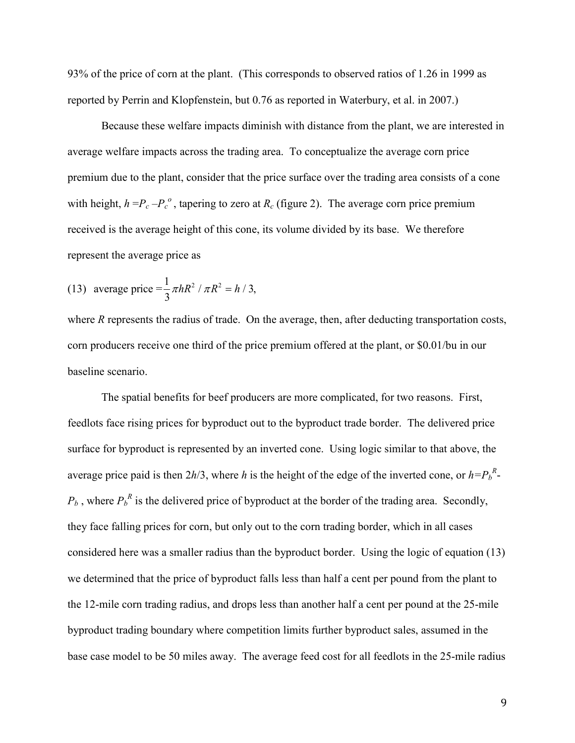93% of the price of corn at the plant. (This corresponds to observed ratios of 1.26 in 1999 as reported by Perrin and Klopfenstein, but 0.76 as reported in Waterbury, et al. in 2007.)

Because these welfare impacts diminish with distance from the plant, we are interested in average welfare impacts across the trading area. To conceptualize the average corn price premium due to the plant, consider that the price surface over the trading area consists of a cone with height, $h = P_c - P_c^o$, tapering to zero at $R_c$ (figure 2). The average corn price premium received is the average height of this cone, its volume divided by its base. We therefore represent the average price as

$$\text{(13)} \quad \text{average price} = \frac{1}{3}\pi h R^2 / \pi R^2 = h/3,$$

where $R$ represents the radius of trade. On the average, then, after deducting transportation costs, corn producers receive one third of the price premium offered at the plant, or \$0.01/bu in our baseline scenario.

The spatial benefits for beef producers are more complicated, for two reasons. First, feedlots face rising prices for byproduct out to the byproduct trade border. The delivered price surface for byproduct is represented by an inverted cone. Using logic similar to that above, the average price paid is then $2h/3$, where $h$ is the height of the edge of the inverted cone, or $h = P_b^R - P_b$, where $P_b^R$ is the delivered price of byproduct at the border of the trading area. Secondly, they face falling prices for corn, but only out to the corn trading border, which in all cases considered here was a smaller radius than the byproduct border. Using the logic of equation (13) we determined that the price of byproduct falls less than half a cent per pound from the plant to the 12-mile corn trading radius, and drops less than another half a cent per pound at the 25-mile byproduct trading boundary where competition limits further byproduct sales, assumed in the base case model to be 50 miles away. The average feed cost for all feedlots in the 25-mile radius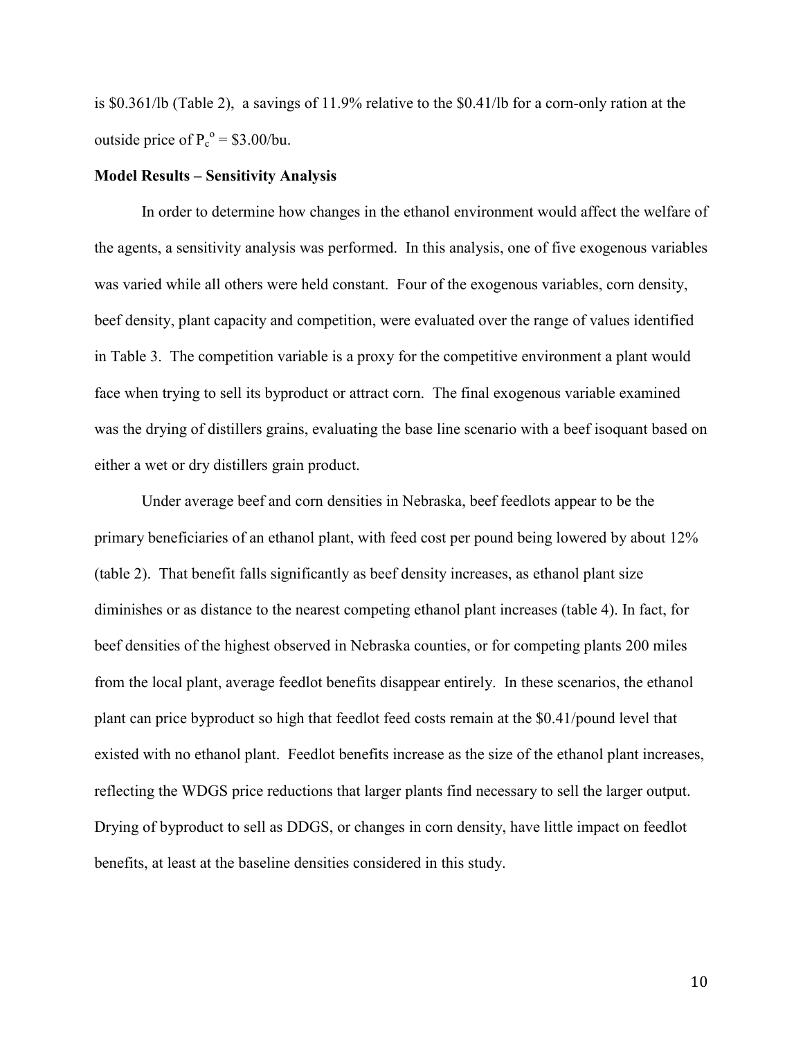is \$0.361/lb (Table 2), a savings of 11.9% relative to the \$0.41/lb for a corn-only ration at the outside price of $P_c^o$ = \$3.00/bu.

**Model Results – Sensitivity Analysis**

In order to determine how changes in the ethanol environment would affect the welfare of the agents, a sensitivity analysis was performed. In this analysis, one of five exogenous variables was varied while all others were held constant. Four of the exogenous variables, corn density, beef density, plant capacity and competition, were evaluated over the range of values identified in Table 3. The competition variable is a proxy for the competitive environment a plant would face when trying to sell its byproduct or attract corn. The final exogenous variable examined was the drying of distillers grains, evaluating the base line scenario with a beef isoquant based on either a wet or dry distillers grain product.

Under average beef and corn densities in Nebraska, beef feedlots appear to be the primary beneficiaries of an ethanol plant, with feed cost per pound being lowered by about 12% (table 2). That benefit falls significantly as beef density increases, as ethanol plant size diminishes or as distance to the nearest competing ethanol plant increases (table 4). In fact, for beef densities of the highest observed in Nebraska counties, or for competing plants 200 miles from the local plant, average feedlot benefits disappear entirely. In these scenarios, the ethanol plant can price byproduct so high that feedlot feed costs remain at the \$0.41/pound level that existed with no ethanol plant. Feedlot benefits increase as the size of the ethanol plant increases, reflecting the WDGS price reductions that larger plants find necessary to sell the larger output. Drying of byproduct to sell as DDGS, or changes in corn density, have little impact on feedlot benefits, at least at the baseline densities considered in this study.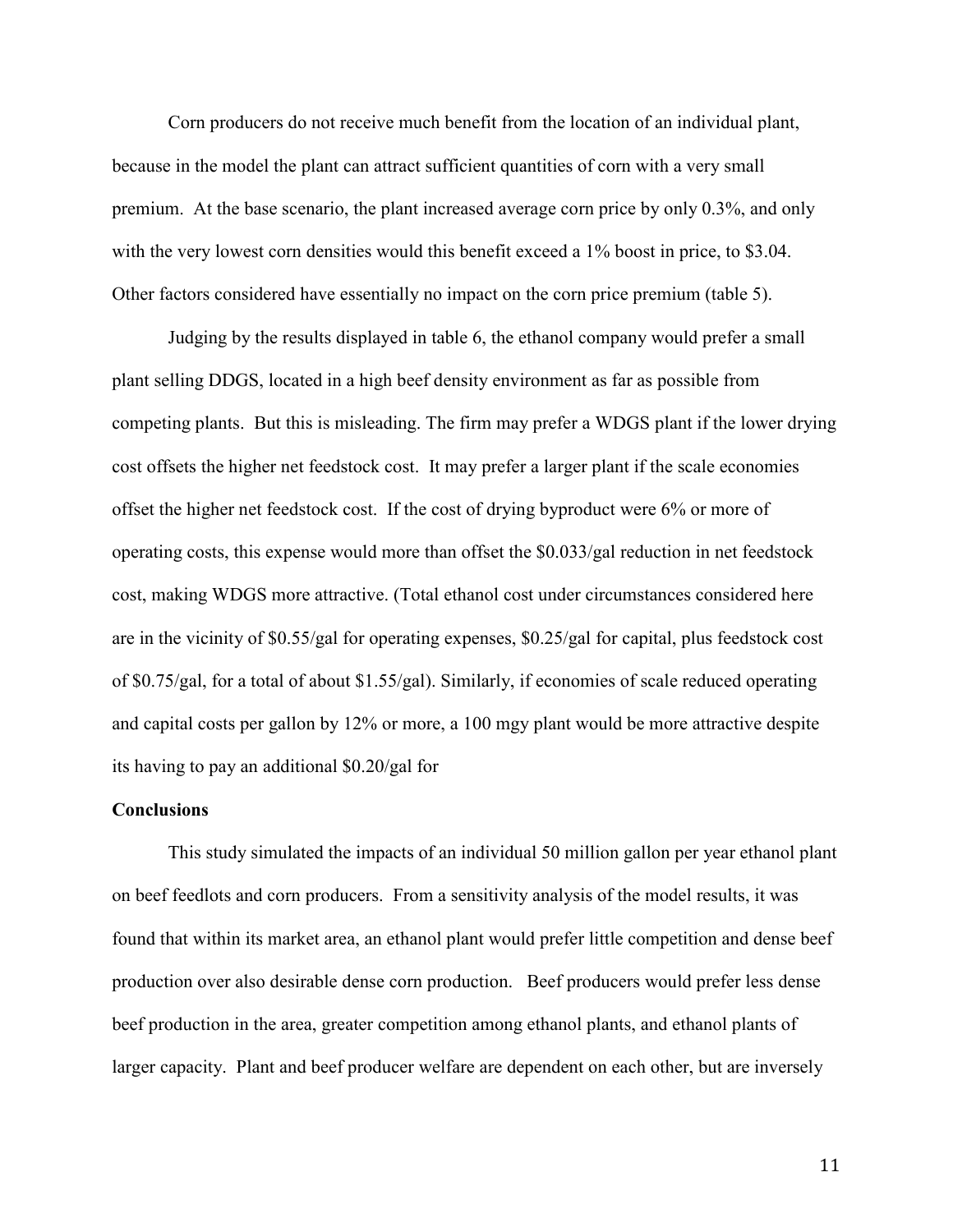Corn producers do not receive much benefit from the location of an individual plant, because in the model the plant can attract sufficient quantities of corn with a very small premium. At the base scenario, the plant increased average corn price by only 0.3%, and only with the very lowest corn densities would this benefit exceed a 1% boost in price, to $3.04. Other factors considered have essentially no impact on the corn price premium (table 5).

Judging by the results displayed in table 6, the ethanol company would prefer a small plant selling DDGS, located in a high beef density environment as far as possible from competing plants. But this is misleading. The firm may prefer a WDGS plant if the lower drying cost offsets the higher net feedstock cost. It may prefer a larger plant if the scale economies offset the higher net feedstock cost. If the cost of drying byproduct were 6% or more of operating costs, this expense would more than offset the $0.033/gal reduction in net feedstock cost, making WDGS more attractive. (Total ethanol cost under circumstances considered here are in the vicinity of $0.55/gal for operating expenses, $0.25/gal for capital, plus feedstock cost of $0.75/gal, for a total of about $1.55/gal). Similarly, if economies of scale reduced operating and capital costs per gallon by 12% or more, a 100 mgy plant would be more attractive despite its having to pay an additional $0.20/gal for

**Conclusions**

This study simulated the impacts of an individual 50 million gallon per year ethanol plant on beef feedlots and corn producers. From a sensitivity analysis of the model results, it was found that within its market area, an ethanol plant would prefer little competition and dense beef production over also desirable dense corn production. Beef producers would prefer less dense beef production in the area, greater competition among ethanol plants, and ethanol plants of larger capacity. Plant and beef producer welfare are dependent on each other, but are inversely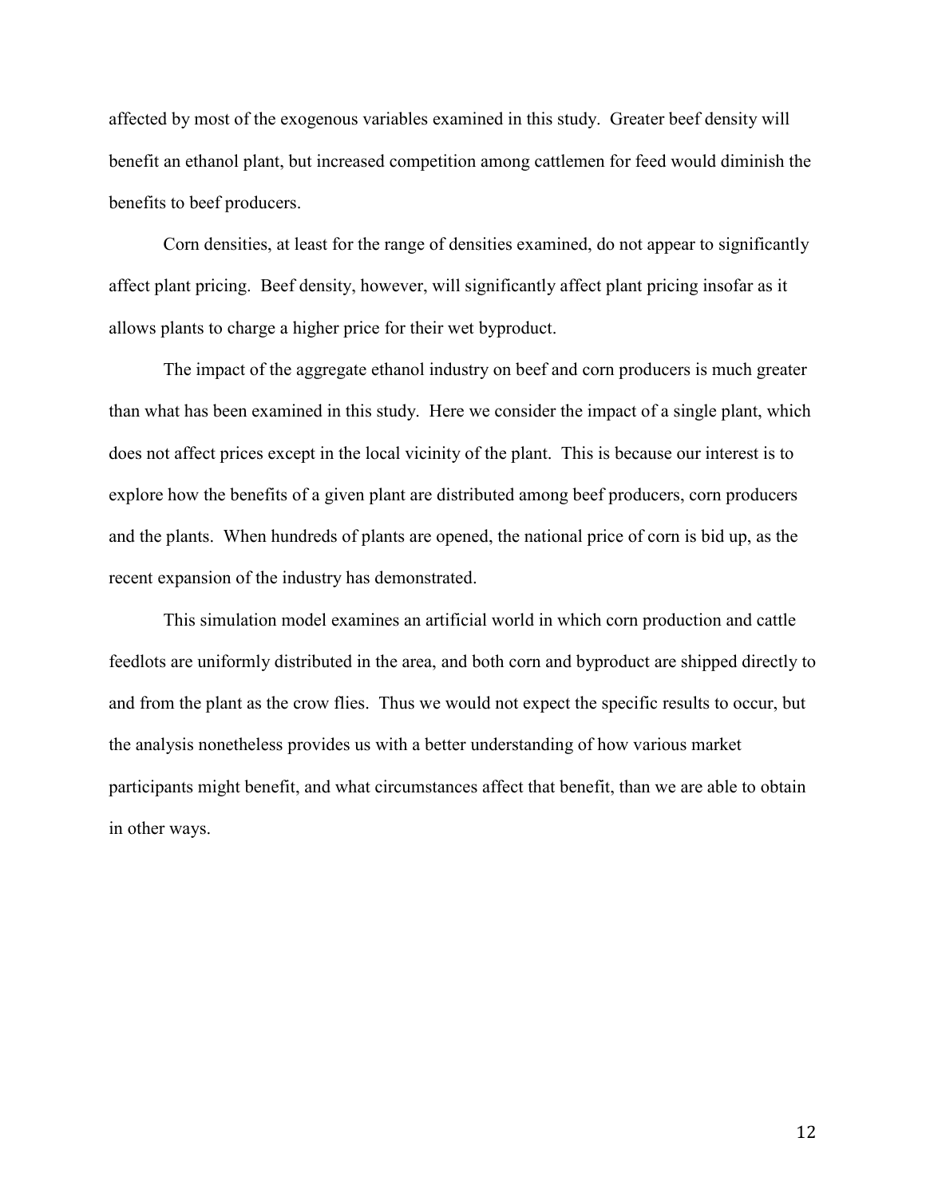affected by most of the exogenous variables examined in this study. Greater beef density will benefit an ethanol plant, but increased competition among cattlemen for feed would diminish the benefits to beef producers.

Corn densities, at least for the range of densities examined, do not appear to significantly affect plant pricing. Beef density, however, will significantly affect plant pricing insofar as it allows plants to charge a higher price for their wet byproduct.

The impact of the aggregate ethanol industry on beef and corn producers is much greater than what has been examined in this study. Here we consider the impact of a single plant, which does not affect prices except in the local vicinity of the plant. This is because our interest is to explore how the benefits of a given plant are distributed among beef producers, corn producers and the plants. When hundreds of plants are opened, the national price of corn is bid up, as the recent expansion of the industry has demonstrated.

This simulation model examines an artificial world in which corn production and cattle feedlots are uniformly distributed in the area, and both corn and byproduct are shipped directly to and from the plant as the crow flies. Thus we would not expect the specific results to occur, but the analysis nonetheless provides us with a better understanding of how various market participants might benefit, and what circumstances affect that benefit, than we are able to obtain in other ways.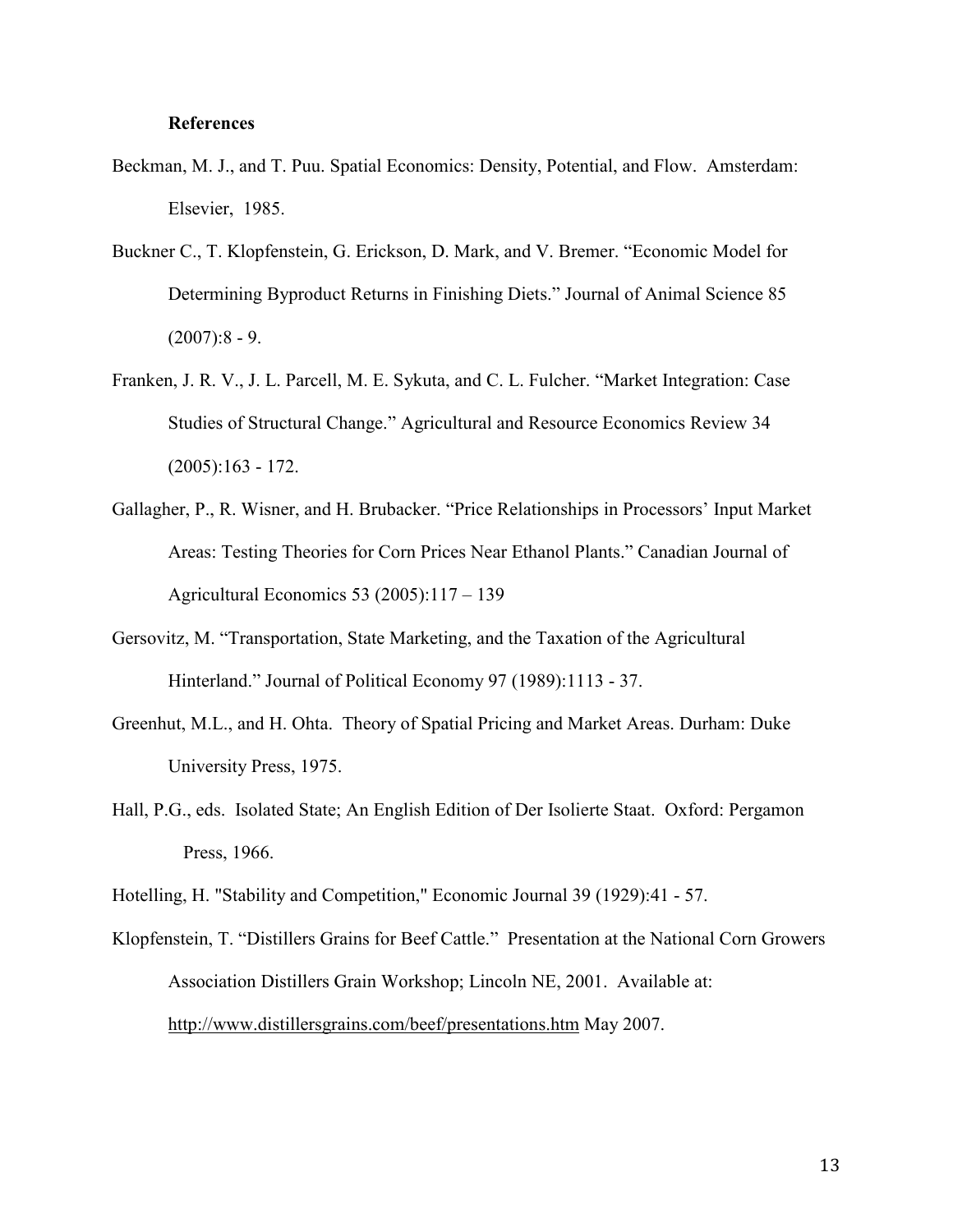**References**

Beckman, M. J., and T. Puu. Spatial Economics: Density, Potential, and Flow. Amsterdam: Elsevier, 1985.

Buckner C., T. Klopfenstein, G. Erickson, D. Mark, and V. Bremer. "Economic Model for Determining Byproduct Returns in Finishing Diets." Journal of Animal Science 85 (2007):8 - 9.

Franken, J. R. V., J. L. Parcell, M. E. Sykuta, and C. L. Fulcher. "Market Integration: Case Studies of Structural Change." Agricultural and Resource Economics Review 34 (2005):163 - 172.

Gallagher, P., R. Wisner, and H. Brubacker. "Price Relationships in Processors' Input Market Areas: Testing Theories for Corn Prices Near Ethanol Plants." Canadian Journal of Agricultural Economics 53 (2005):117 – 139

Gersovitz, M. "Transportation, State Marketing, and the Taxation of the Agricultural Hinterland." Journal of Political Economy 97 (1989):1113 - 37.

Greenhut, M.L., and H. Ohta. Theory of Spatial Pricing and Market Areas. Durham: Duke University Press, 1975.

Hall, P.G., eds. Isolated State; An English Edition of Der Isolierte Staat. Oxford: Pergamon Press, 1966.

Hotelling, H. "Stability and Competition," Economic Journal 39 (1929):41 - 57.

Klopfenstein, T. "Distillers Grains for Beef Cattle." Presentation at the National Corn Growers Association Distillers Grain Workshop; Lincoln NE, 2001. Available at: http://www.distillersgrains.com/beef/presentations.htm May 2007.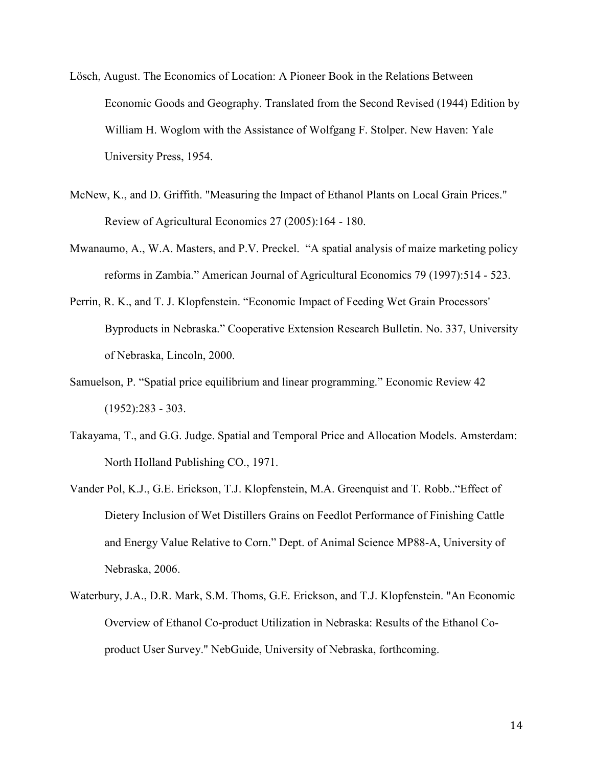Lösch, August. The Economics of Location: A Pioneer Book in the Relations Between Economic Goods and Geography. Translated from the Second Revised (1944) Edition by William H. Woglom with the Assistance of Wolfgang F. Stolper. New Haven: Yale University Press, 1954.

McNew, K., and D. Griffith. "Measuring the Impact of Ethanol Plants on Local Grain Prices." Review of Agricultural Economics 27 (2005):164 - 180.

Mwanaumo, A., W.A. Masters, and P.V. Preckel. "A spatial analysis of maize marketing policy reforms in Zambia." American Journal of Agricultural Economics 79 (1997):514 - 523.

Perrin, R. K., and T. J. Klopfenstein. "Economic Impact of Feeding Wet Grain Processors' Byproducts in Nebraska." Cooperative Extension Research Bulletin. No. 337, University of Nebraska, Lincoln, 2000.

Samuelson, P. "Spatial price equilibrium and linear programming." Economic Review 42 (1952):283 - 303.

Takayama, T., and G.G. Judge. Spatial and Temporal Price and Allocation Models. Amsterdam: North Holland Publishing CO., 1971.

Vander Pol, K.J., G.E. Erickson, T.J. Klopfenstein, M.A. Greenquist and T. Robb..“Effect of Dietery Inclusion of Wet Distillers Grains on Feedlot Performance of Finishing Cattle and Energy Value Relative to Corn.” Dept. of Animal Science MP88-A, University of Nebraska, 2006.

Waterbury, J.A., D.R. Mark, S.M. Thoms, G.E. Erickson, and T.J. Klopfenstein. "An Economic Overview of Ethanol Co-product Utilization in Nebraska: Results of the Ethanol Co-product User Survey." NebGuide, University of Nebraska, forthcoming.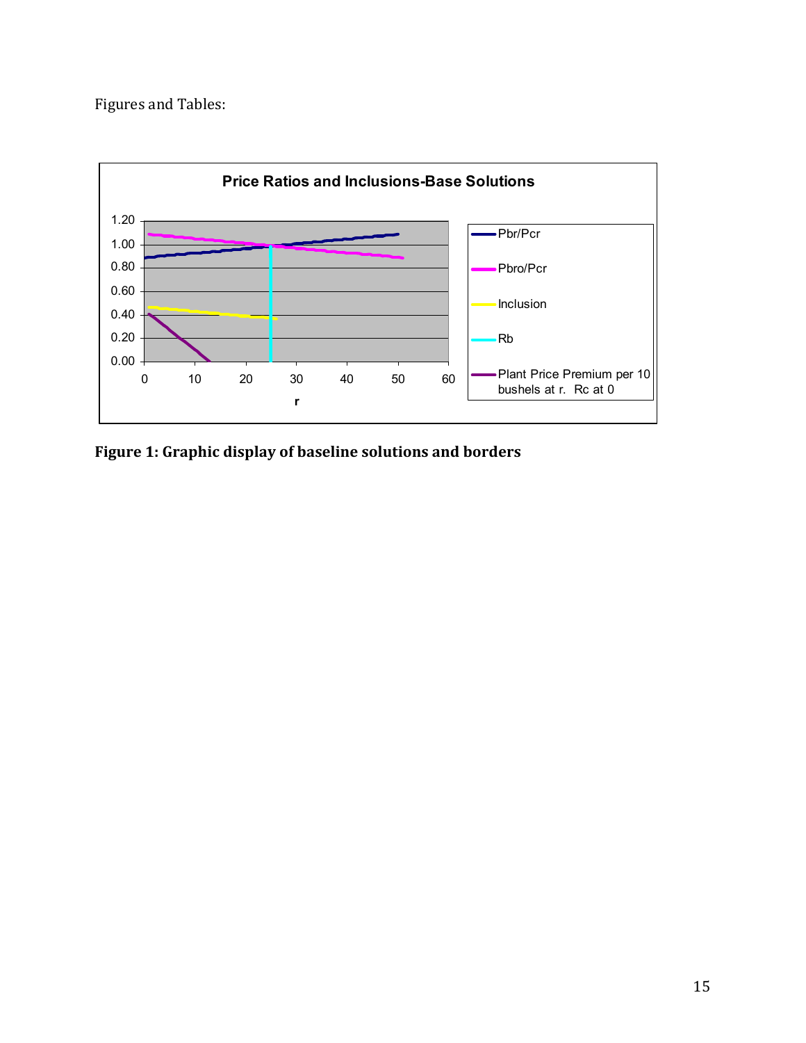Figures and Tables:

**Figure 1: Graphic display of baseline solutions and borders**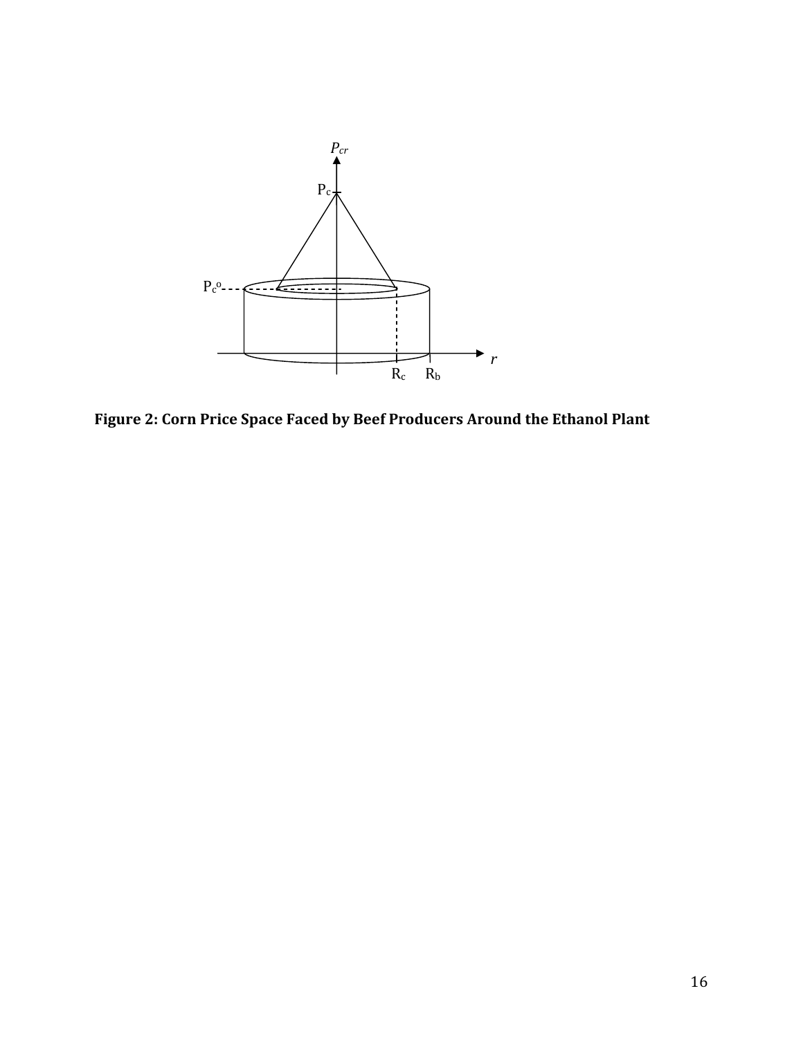**Figure 2: Corn Price Space Faced by Beef Producers Around the Ethanol Plant**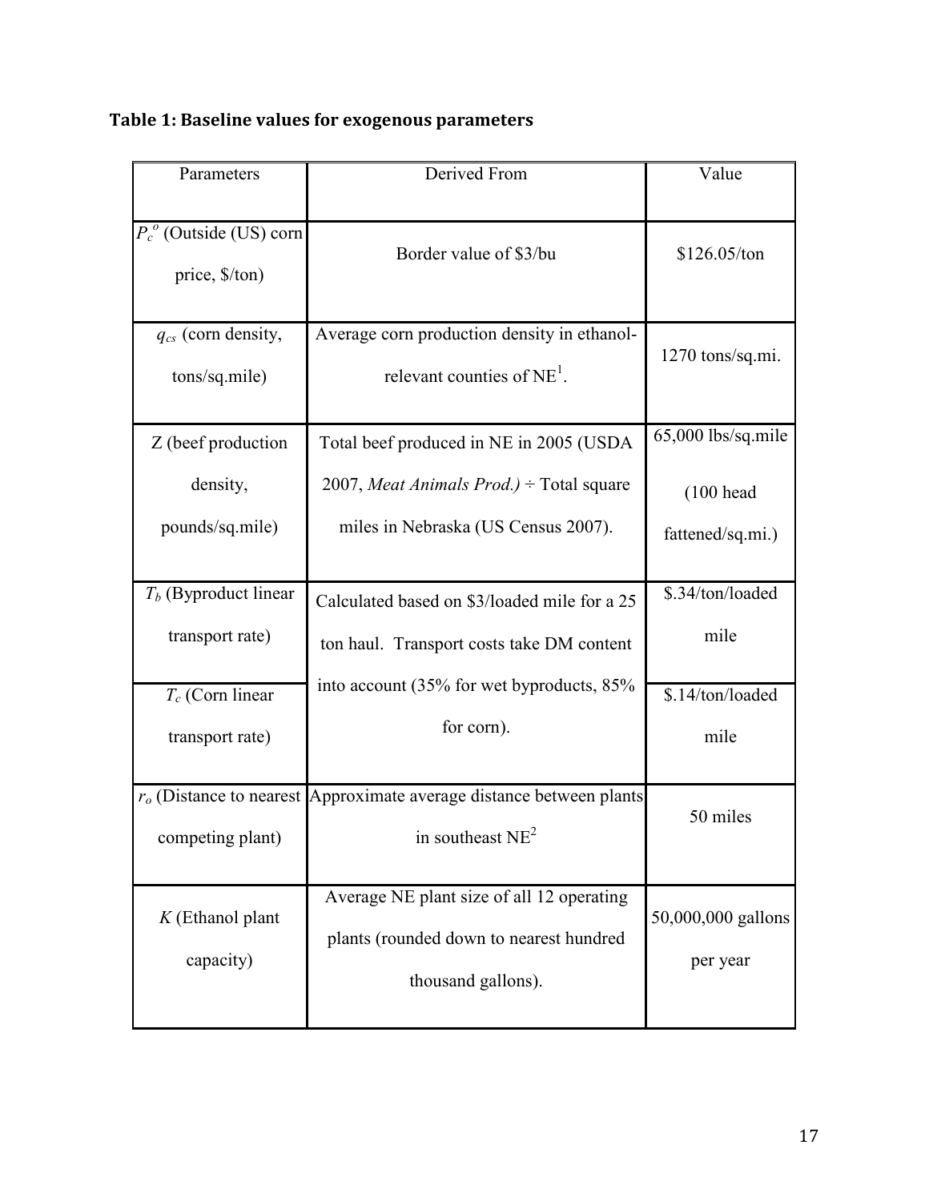**Table 1: Baseline values for exogenous parameters**

| Parameters | Derived From | Value |
|---|---|---|
| $P_c^o$ (Outside (US) corn price, \$/ton) | Border value of \$3/bu | \$126.05/ton |
| $q_{cs}$ (corn density, tons/sq.mile) | Average corn production density in ethanol-relevant counties of NE[1]. | 1270 tons/sq.mi. |
| $Z$ (beef production density, pounds/sq.mile) | Total beef produced in NE in 2005 (USDA 2007, *Meat Animals Prod.)* ÷ Total square miles in Nebraska (US Census 2007). | 65,000 lbs/sq.mile (100 head fattened/sq.mi.) |
| $T_b$ (Byproduct linear transport rate) | Calculated based on \$3/loaded mile for a 25 ton haul. Transport costs take DM content into account (35% for wet byproducts, 85% for corn). | \$.34/ton/loaded mile |
| $T_c$ (Corn linear transport rate) | | \$.14/ton/loaded mile |
| $r_o$ (Distance to nearest competing plant) | Approximate average distance between plants in southeast NE[2] | 50 miles |
| $K$ (Ethanol plant capacity) | Average NE plant size of all 12 operating plants (rounded down to nearest hundred thousand gallons). | 50,000,000 gallons per year |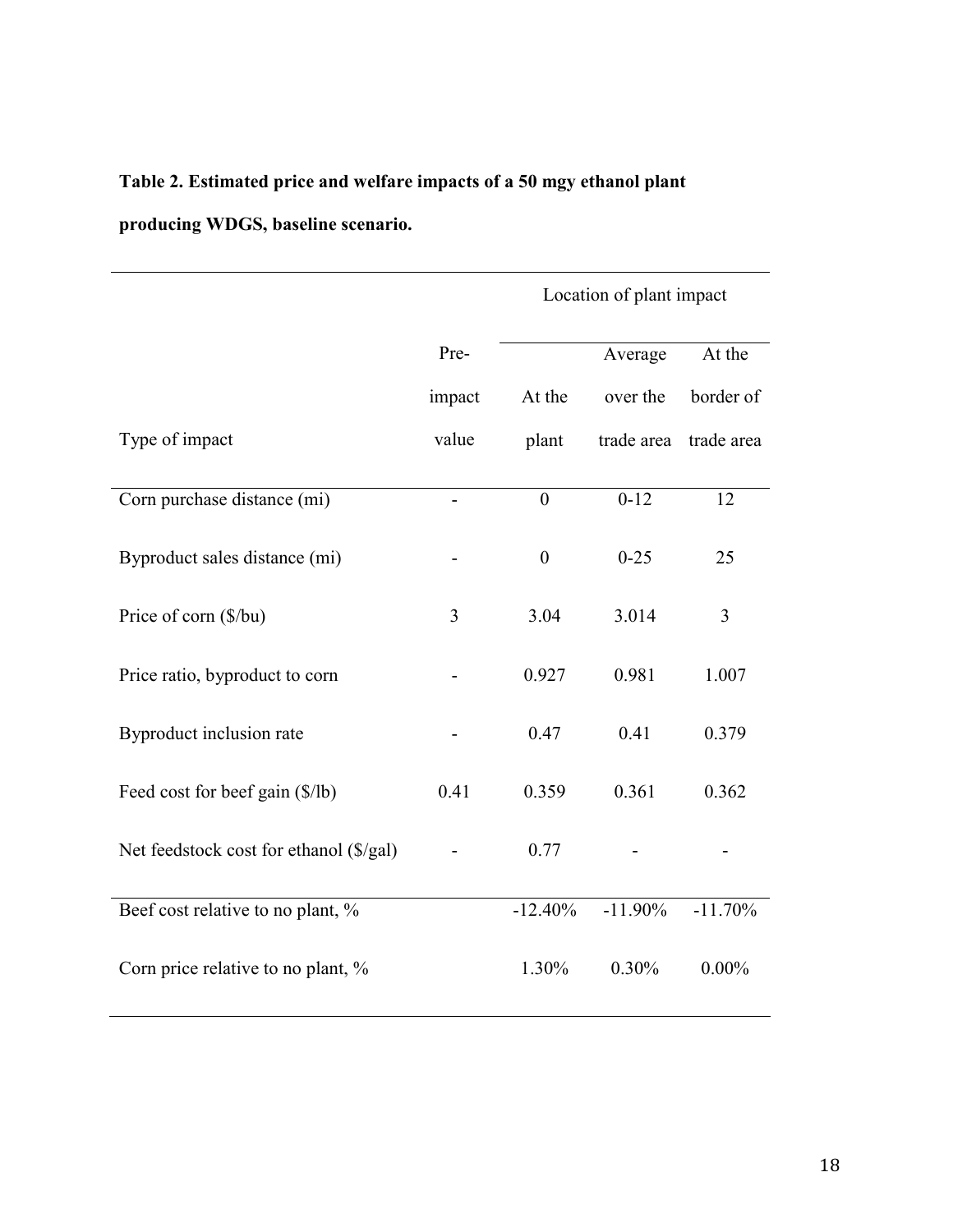**Table 2. Estimated price and welfare impacts of a 50 mgy ethanol plant producing WDGS, baseline scenario.**

| | | Location of plant impact | | |
|---|---|---|---|---|
| Type of impact | Pre-impact value | At the plant | Average over the trade area | At the border of trade area |
| Corn purchase distance (mi) | - | 0 | 0-12 | 12 |
| Byproduct sales distance (mi) | - | 0 | 0-25 | 25 |
| Price of corn ($/bu) | 3 | 3.04 | 3.014 | 3 |
| Price ratio, byproduct to corn | - | 0.927 | 0.981 | 1.007 |
| Byproduct inclusion rate | - | 0.47 | 0.41 | 0.379 |
| Feed cost for beef gain ($/lb) | 0.41 | 0.359 | 0.361 | 0.362 |
| Net feedstock cost for ethanol ($/gal) | - | 0.77 | - | - |
| Beef cost relative to no plant, % | | -12.40% | -11.90% | -11.70% |
| Corn price relative to no plant, % | | 1.30% | 0.30% | 0.00% |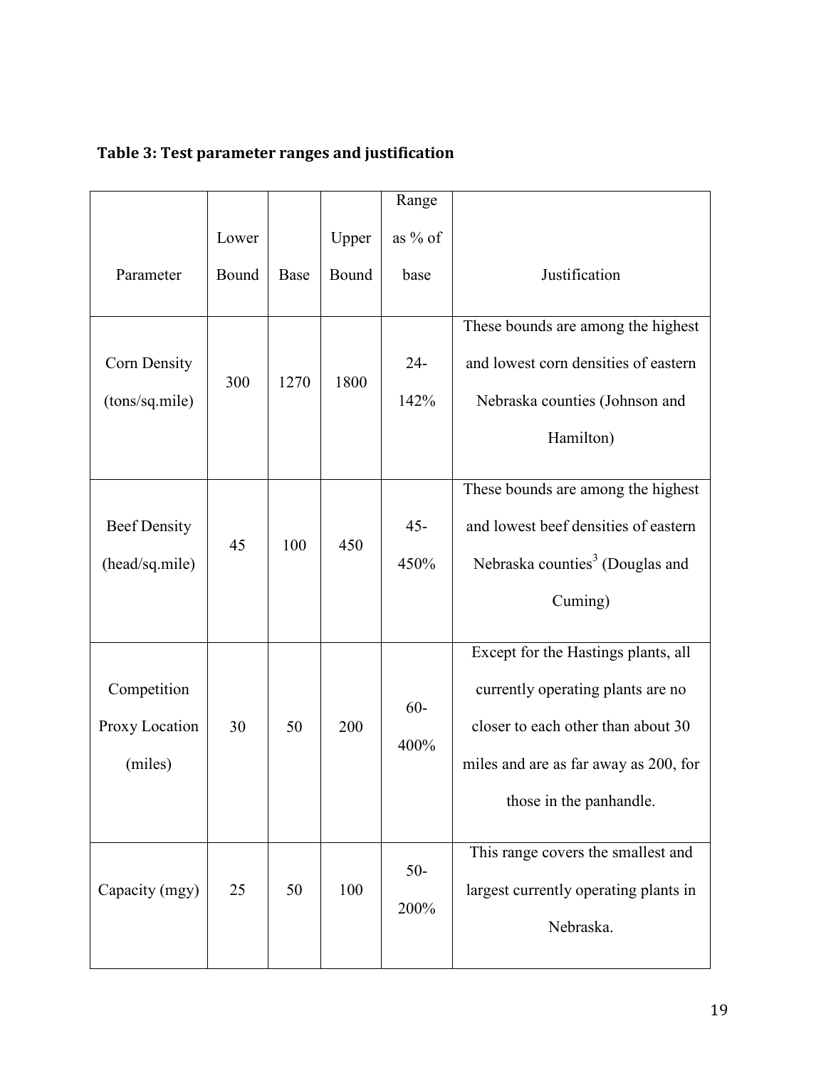**Table 3: Test parameter ranges and justification**

| Parameter | Lower Bound | Base | Upper Bound | Range as % of base | Justification |
|---|---|---|---|---|---|
| Corn Density (tons/sq.mile) | 300 | 1270 | 1800 | 24-142% | These bounds are among the highest and lowest corn densities of eastern Nebraska counties (Johnson and Hamilton) |
| Beef Density (head/sq.mile) | 45 | 100 | 450 | 45-450% | These bounds are among the highest and lowest beef densities of eastern Nebraska counties[3] (Douglas and Cuming) |
| Competition Proxy Location (miles) | 30 | 50 | 200 | 60-400% | Except for the Hastings plants, all currently operating plants are no closer to each other than about 30 miles and are as far away as 200, for those in the panhandle. |
| Capacity (mgy) | 25 | 50 | 100 | 50-200% | This range covers the smallest and largest currently operating plants in Nebraska. |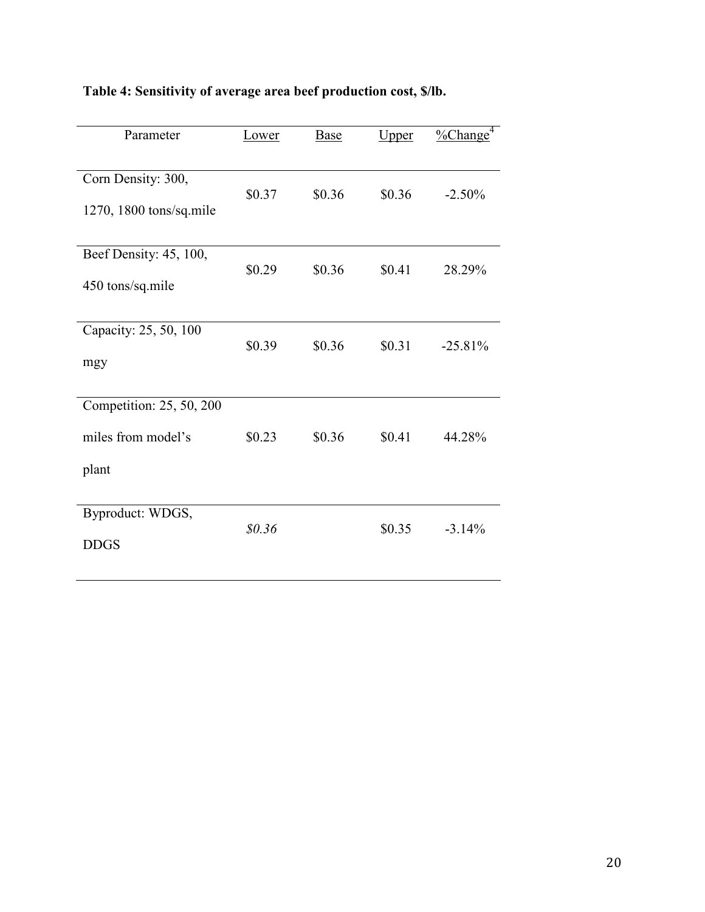**Table 4: Sensitivity of average area beef production cost, $/lb.**

| Parameter | Lower | Base | Upper | %Change[4] |
|---|---|---|---|---|
| Corn Density: 300, 1270, 1800 tons/sq.mile | $0.37 | $0.36 | $0.36 | -2.50% |
| Beef Density: 45, 100, 450 tons/sq.mile | $0.29 | $0.36 | $0.41 | 28.29% |
| Capacity: 25, 50, 100 mgy | $0.39 | $0.36 | $0.31 | -25.81% |
| Competition: 25, 50, 200 miles from model's plant | $0.23 | $0.36 | $0.41 | 44.28% |
| Byproduct: WDGS, DDGS | *$0.36* | | $0.35 | -3.14% |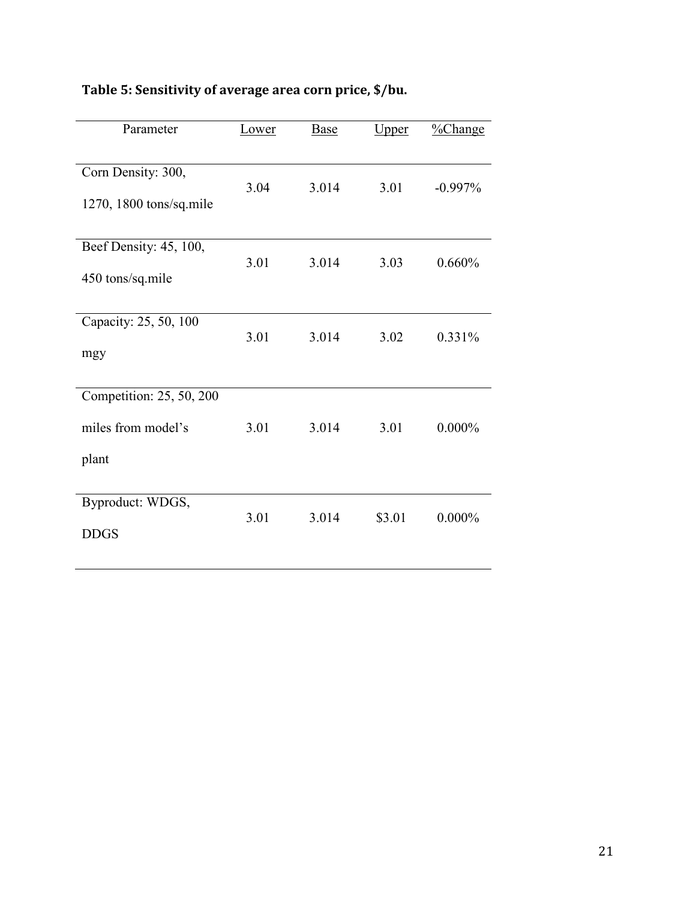**Table 5: Sensitivity of average area corn price, $/bu.**

| Parameter | Lower | Base | Upper | %Change |
| --- | --- | --- | --- | --- |
| Corn Density: 300, 1270, 1800 tons/sq.mile | 3.04 | 3.014 | 3.01 | -0.997% |
| Beef Density: 45, 100, 450 tons/sq.mile | 3.01 | 3.014 | 3.03 | 0.660% |
| Capacity: 25, 50, 100 mgy | 3.01 | 3.014 | 3.02 | 0.331% |
| Competition: 25, 50, 200 miles from model's plant | 3.01 | 3.014 | 3.01 | 0.000% |
| Byproduct: WDGS, DDGS | 3.01 | 3.014 | $3.01 | 0.000% |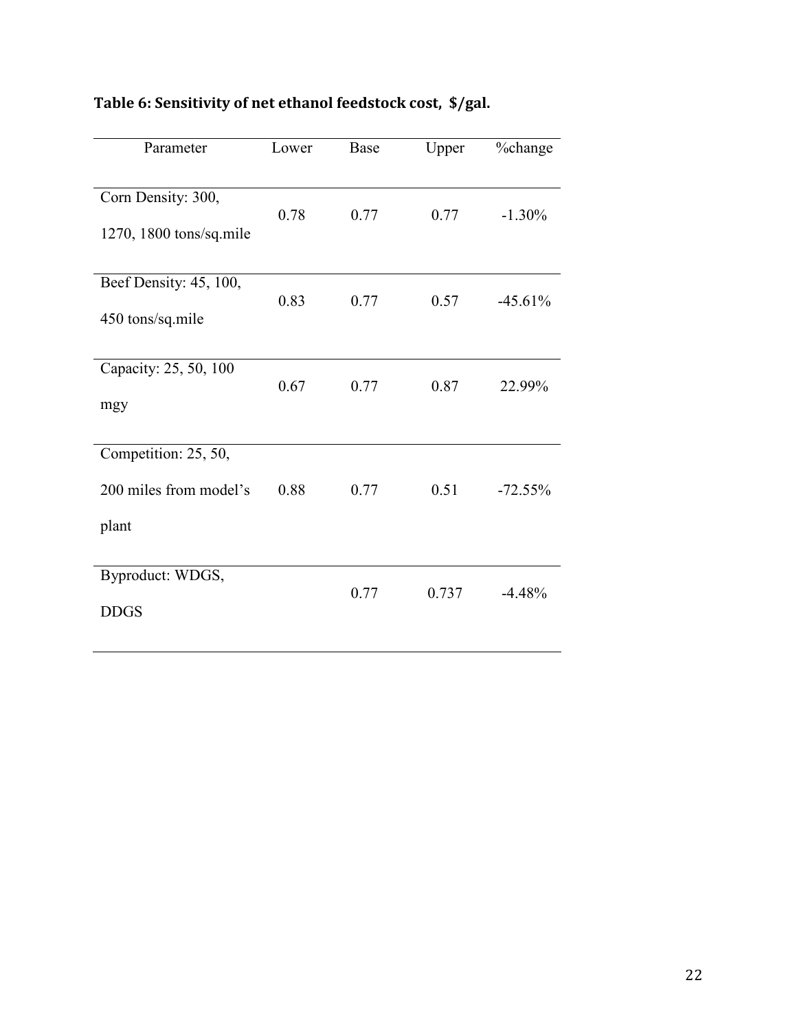**Table 6: Sensitivity of net ethanol feedstock cost, $/gal.**

| Parameter | Lower | Base | Upper | %change |
|---|---|---|---|---|
| Corn Density: 300, 1270, 1800 tons/sq.mile | 0.78 | 0.77 | 0.77 | -1.30% |
| Beef Density: 45, 100, 450 tons/sq.mile | 0.83 | 0.77 | 0.57 | -45.61% |
| Capacity: 25, 50, 100 mgy | 0.67 | 0.77 | 0.87 | 22.99% |
| Competition: 25, 50, 200 miles from model's plant | 0.88 | 0.77 | 0.51 | -72.55% |
| Byproduct: WDGS, DDGS | | 0.77 | 0.737 | -4.48% |